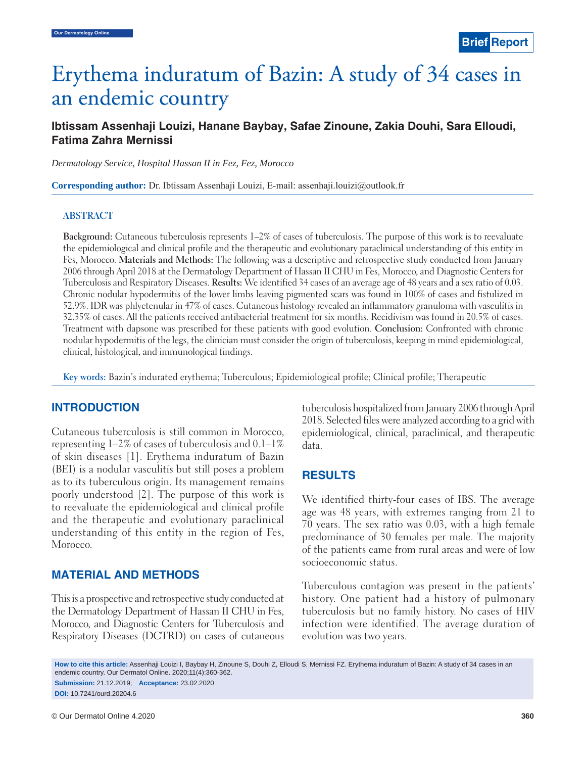Brief Report

# Erythema induratum of Bazin: A study of 34 cases in an endemic country

**Ibtissam Assenhaji Louizi, Hanane Baybay, Safae Zinoune, Zakia Douhi, Sara Elloudi, Fatima Zahra Mernissi**

*Dermatology Service, Hospital Hassan II in Fez, Fez, Morocco*

**Corresponding author:** Dr. Ibtissam Assenhaji Louizi, E-mail: assenhaji.louizi@outlook.fr

## ABSTRACT

**Background:** Cutaneous tuberculosis represents 1–2% of cases of tuberculosis. The purpose of this work is to reevaluate the epidemiological and clinical profile and the therapeutic and evolutionary paraclinical understanding of this entity in Fes, Morocco. **Materials and Methods:** The following was a descriptive and retrospective study conducted from January 2006 through April 2018 at the Dermatology Department of Hassan II CHU in Fes, Morocco, and Diagnostic Centers for Tuberculosis and Respiratory Diseases. **Results:** We identified 34 cases of an average age of 48 years and a sex ratio of 0.03. Chronic nodular hypodermitis of the lower limbs leaving pigmented scars was found in 100% of cases and fistulized in 52.9%. IDR was phlyctenular in 47% of cases. Cutaneous histology revealed an inflammatory granuloma with vasculitis in 32.35% of cases. All the patients received antibacterial treatment for six months. Recidivism was found in 20.5% of cases. Treatment with dapsone was prescribed for these patients with good evolution. **Conclusion:** Confronted with chronic nodular hypodermitis of the legs, the clinician must consider the origin of tuberculosis, keeping in mind epidemiological, clinical, histological, and immunological findings.

**Key words:** Bazin's indurated erythema; Tuberculous; Epidemiological profile; Clinical profile; Therapeutic

## INTRODUCTION

Cutaneous tuberculosis is still common in Morocco, representing 1–2% of cases of tuberculosis and 0.1–1% of skin diseases [1]. Erythema induratum of Bazin (BEI) is a nodular vasculitis but still poses a problem as to its tuberculous origin. Its management remains poorly understood [2]. The purpose of this work is to reevaluate the epidemiological and clinical profile and the therapeutic and evolutionary paraclinical understanding of this entity in the region of Fes, Morocco.

## MATERIAL AND METHODS

This is a prospective and retrospective study conducted at the Dermatology Department of Hassan II CHU in Fes, Morocco, and Diagnostic Centers for Tuberculosis and Respiratory Diseases (DCTRD) on cases of cutaneous tuberculosis hospitalized from January 2006 through April 2018. Selected files were analyzed according to a grid with epidemiological, clinical, paraclinical, and therapeutic data.

## RESULTS

We identified thirty-four cases of IBS. The average age was 48 years, with extremes ranging from 21 to 70 years. The sex ratio was 0.03, with a high female predominance of 30 females per male. The majority of the patients came from rural areas and were of low socioeconomic status.

Tuberculous contagion was present in the patients' history. One patient had a history of pulmonary tuberculosis but no family history. No cases of HIV infection were identified. The average duration of evolution was two years.

**How to cite this article:** Assenhaji Louizi I, Baybay H, Zinoune S, Douhi Z, Elloudi S, Mernissi FZ. Erythema induratum of Bazin: A study of 34 cases in an endemic country. Our Dermatol Online. 2020;11(4):360-362.

**Submission:** 21.12.2019; **Acceptance:** 23.02.2020

**DOI:** 10.7241/ourd.20204.6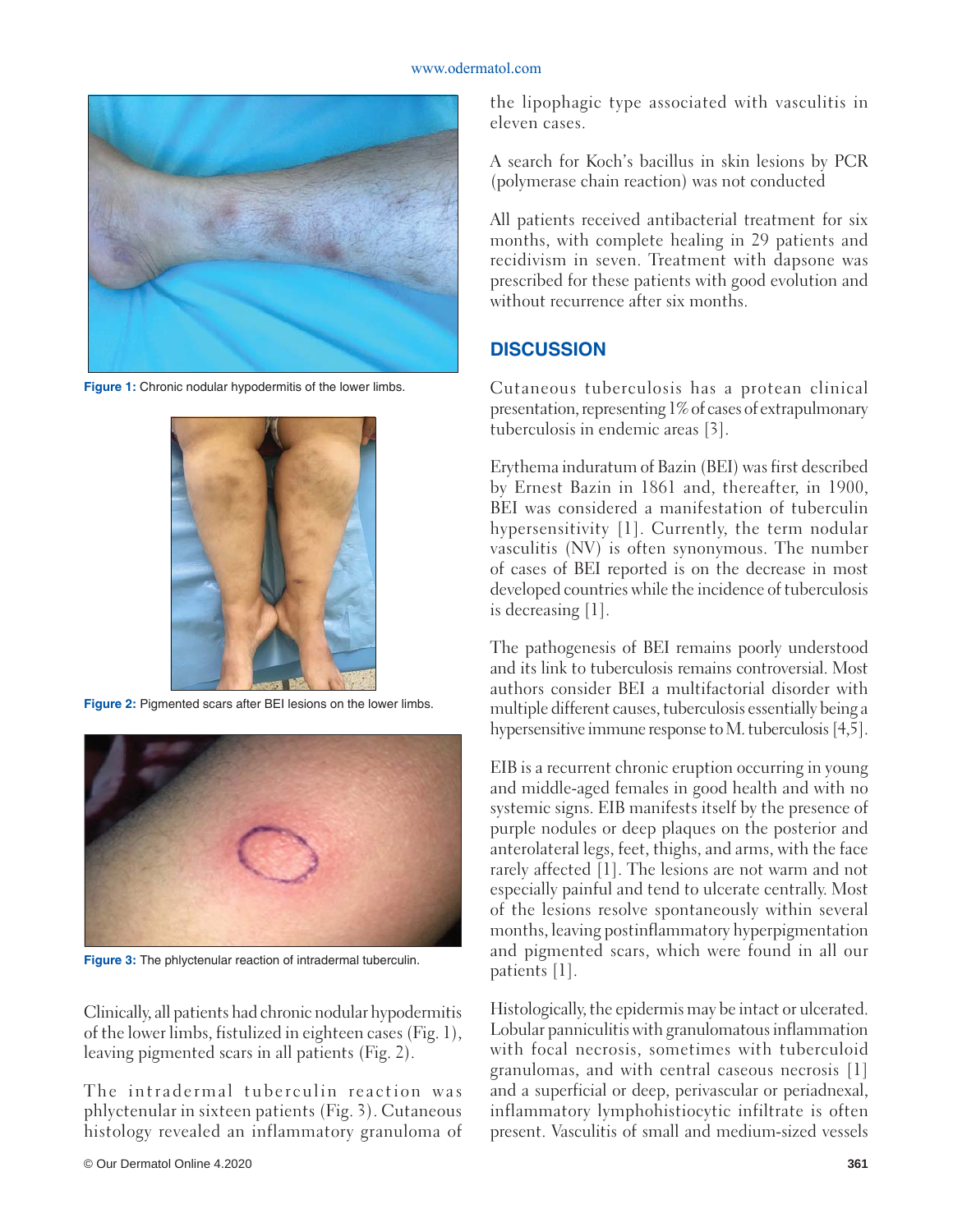Figure 1: Chronic nodular hypodermitis of the lower limbs.

Figure 2: Pigmented scars after BEI lesions on the lower limbs.

Figure 3: The phlyctenular reaction of intradermal tuberculin.

Clinically, all patients had chronic nodular hypodermitis of the lower limbs, fistulized in eighteen cases (Fig. 1), leaving pigmented scars in all patients (Fig. 2).

The intradermal tuberculin reaction was phlyctenular in sixteen patients (Fig. 3). Cutaneous histology revealed an inflammatory granuloma of the lipophagic type associated with vasculitis in eleven cases.

A search for Koch's bacillus in skin lesions by PCR (polymerase chain reaction) was not conducted

All patients received antibacterial treatment for six months, with complete healing in 29 patients and recidivism in seven. Treatment with dapsone was prescribed for these patients with good evolution and without recurrence after six months.

## DISCUSSION

Cutaneous tuberculosis has a protean clinical presentation, representing 1% of cases of extrapulmonary tuberculosis in endemic areas [3].

Erythema induratum of Bazin (BEI) was first described by Ernest Bazin in 1861 and, thereafter, in 1900, BEI was considered a manifestation of tuberculin hypersensitivity [1]. Currently, the term nodular vasculitis (NV) is often synonymous. The number of cases of BEI reported is on the decrease in most developed countries while the incidence of tuberculosis is decreasing [1].

The pathogenesis of BEI remains poorly understood and its link to tuberculosis remains controversial. Most authors consider BEI a multifactorial disorder with multiple different causes, tuberculosis essentially being a hypersensitive immune response to M. tuberculosis [4,5].

EIB is a recurrent chronic eruption occurring in young and middle-aged females in good health and with no systemic signs. EIB manifests itself by the presence of purple nodules or deep plaques on the posterior and anterolateral legs, feet, thighs, and arms, with the face rarely affected [1]. The lesions are not warm and not especially painful and tend to ulcerate centrally. Most of the lesions resolve spontaneously within several months, leaving postinflammatory hyperpigmentation and pigmented scars, which were found in all our patients [1].

Histologically, the epidermis may be intact or ulcerated. Lobular panniculitis with granulomatous inflammation with focal necrosis, sometimes with tuberculoid granulomas, and with central caseous necrosis [1] and a superficial or deep, perivascular or periadnexal, inflammatory lymphohistiocytic infiltrate is often present. Vasculitis of small and medium-sized vessels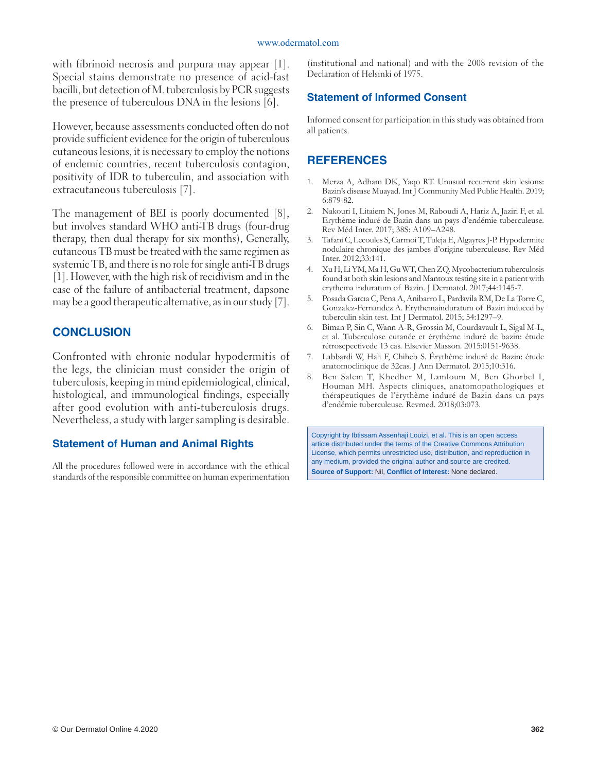with fibrinoid necrosis and purpura may appear [1]. Special stains demonstrate no presence of acid-fast bacilli, but detection of M. tuberculosis by PCR suggests the presence of tuberculous DNA in the lesions [6].

However, because assessments conducted often do not provide sufficient evidence for the origin of tuberculous cutaneous lesions, it is necessary to employ the notions of endemic countries, recent tuberculosis contagion, positivity of IDR to tuberculin, and association with extracutaneous tuberculosis [7].

The management of BEI is poorly documented [8], but involves standard WHO anti-TB drugs (four-drug therapy, then dual therapy for six months), Generally, cutaneous TB must be treated with the same regimen as systemic TB, and there is no role for single anti-TB drugs [1]. However, with the high risk of recidivism and in the case of the failure of antibacterial treatment, dapsone may be a good therapeutic alternative, as in our study [7].

## CONCLUSION

Confronted with chronic nodular hypodermitis of the legs, the clinician must consider the origin of tuberculosis, keeping in mind epidemiological, clinical, histological, and immunological findings, especially after good evolution with anti-tuberculosis drugs. Nevertheless, a study with larger sampling is desirable.

### Statement of Human and Animal Rights

All the procedures followed were in accordance with the ethical standards of the responsible committee on human experimentation (institutional and national) and with the 2008 revision of the Declaration of Helsinki of 1975.

### Statement of Informed Consent

Informed consent for participation in this study was obtained from all patients.

## REFERENCES

1. Merza A, Adham DK, Yaqo RT. Unusual recurrent skin lesions: Bazin's disease Muayad. Int J Community Med Public Health. 2019; 6:879-82.
2. Nakouri I, Litaiem N, Jones M, Raboudi A, Hariz A, Jaziri F, et al. Erythème induré de Bazin dans un pays d'endémie tuberculeuse. Rev Méd Inter. 2017; 38S: A109–A248.
3. Tafani C, Lecoules S, Carmoi T, Tuleja E, Algayres J-P. Hypodermite nodulaire chronique des jambes d'origine tuberculeuse. Rev Méd Inter. 2012;33:141.
4. Xu H, Li YM, Ma H, Gu WT, Chen ZQ. Mycobacterium tuberculosis found at both skin lesions and Mantoux testing site in a patient with erythema induratum of Bazin. J Dermatol. 2017;44:1145-7.
5. Posada Garcıa C, Pena A, Anibarro L, Pardavila RM, De La Torre C, Gonzalez-Fernandez A. Erythemainduratum of Bazin induced by tuberculin skin test. Int J Dermatol. 2015; 54:1297–9.
6. Biman P, Sin C, Wann A-R, Grossin M, Courdavault L, Sigal M-L, et al. Tuberculose cutanée et érythème induré de bazin: étude rétroscpectivede 13 cas. Elsevier Masson. 2015:0151-9638.
7. Labbardi W, Hali F, Chiheb S. Érythème induré de Bazin: étude anatomoclinique de 32cas. J Ann Dermatol. 2015;10:316.
8. Ben Salem T, Khedher M, Lamloum M, Ben Ghorbel I, Houman MH. Aspects cliniques, anatomopathologiques et thérapeutiques de l'érythème induré de Bazin dans un pays d'endémie tuberculeuse. Revmed. 2018;03:073.

Copyright by Ibtissam Assenhaji Louizi, et al. This is an open access article distributed under the terms of the Creative Commons Attribution License, which permits unrestricted use, distribution, and reproduction in any medium, provided the original author and source are credited.
**Source of Support:** Nil, **Conflict of Interest:** None declared.